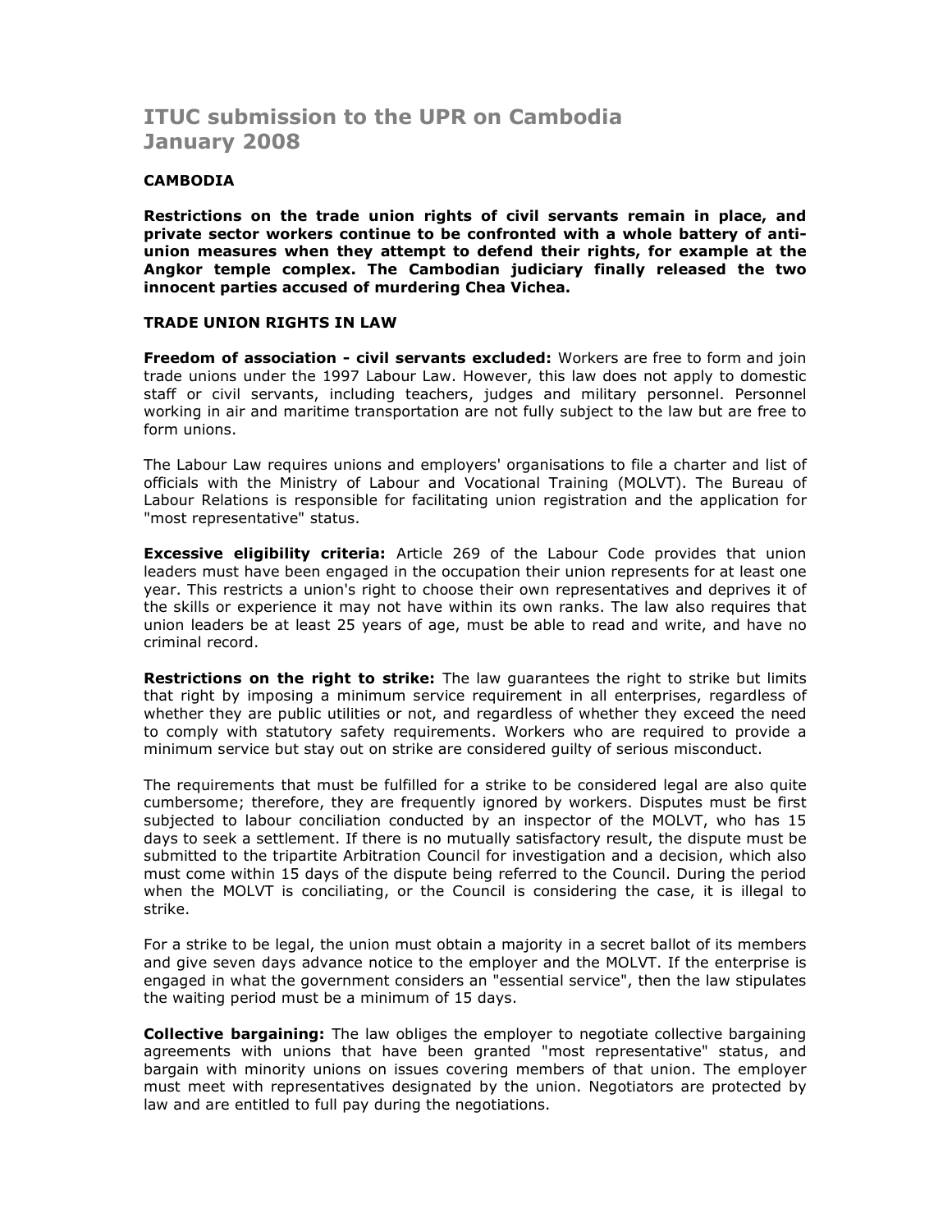# ITUC submission to the UPR on Cambodia
# January 2008

**CAMBODIA**

**Restrictions on the trade union rights of civil servants remain in place, and private sector workers continue to be confronted with a whole battery of anti-union measures when they attempt to defend their rights, for example at the Angkor temple complex. The Cambodian judiciary finally released the two innocent parties accused of murdering Chea Vichea.**

**TRADE UNION RIGHTS IN LAW**

**Freedom of association - civil servants excluded:** Workers are free to form and join trade unions under the 1997 Labour Law. However, this law does not apply to domestic staff or civil servants, including teachers, judges and military personnel. Personnel working in air and maritime transportation are not fully subject to the law but are free to form unions.

The Labour Law requires unions and employers' organisations to file a charter and list of officials with the Ministry of Labour and Vocational Training (MOLVT). The Bureau of Labour Relations is responsible for facilitating union registration and the application for "most representative" status.

**Excessive eligibility criteria:** Article 269 of the Labour Code provides that union leaders must have been engaged in the occupation their union represents for at least one year. This restricts a union's right to choose their own representatives and deprives it of the skills or experience it may not have within its own ranks. The law also requires that union leaders be at least 25 years of age, must be able to read and write, and have no criminal record.

**Restrictions on the right to strike:** The law guarantees the right to strike but limits that right by imposing a minimum service requirement in all enterprises, regardless of whether they are public utilities or not, and regardless of whether they exceed the need to comply with statutory safety requirements. Workers who are required to provide a minimum service but stay out on strike are considered guilty of serious misconduct.

The requirements that must be fulfilled for a strike to be considered legal are also quite cumbersome; therefore, they are frequently ignored by workers. Disputes must be first subjected to labour conciliation conducted by an inspector of the MOLVT, who has 15 days to seek a settlement. If there is no mutually satisfactory result, the dispute must be submitted to the tripartite Arbitration Council for investigation and a decision, which also must come within 15 days of the dispute being referred to the Council. During the period when the MOLVT is conciliating, or the Council is considering the case, it is illegal to strike.

For a strike to be legal, the union must obtain a majority in a secret ballot of its members and give seven days advance notice to the employer and the MOLVT. If the enterprise is engaged in what the government considers an "essential service", then the law stipulates the waiting period must be a minimum of 15 days.

**Collective bargaining:** The law obliges the employer to negotiate collective bargaining agreements with unions that have been granted "most representative" status, and bargain with minority unions on issues covering members of that union. The employer must meet with representatives designated by the union. Negotiators are protected by law and are entitled to full pay during the negotiations.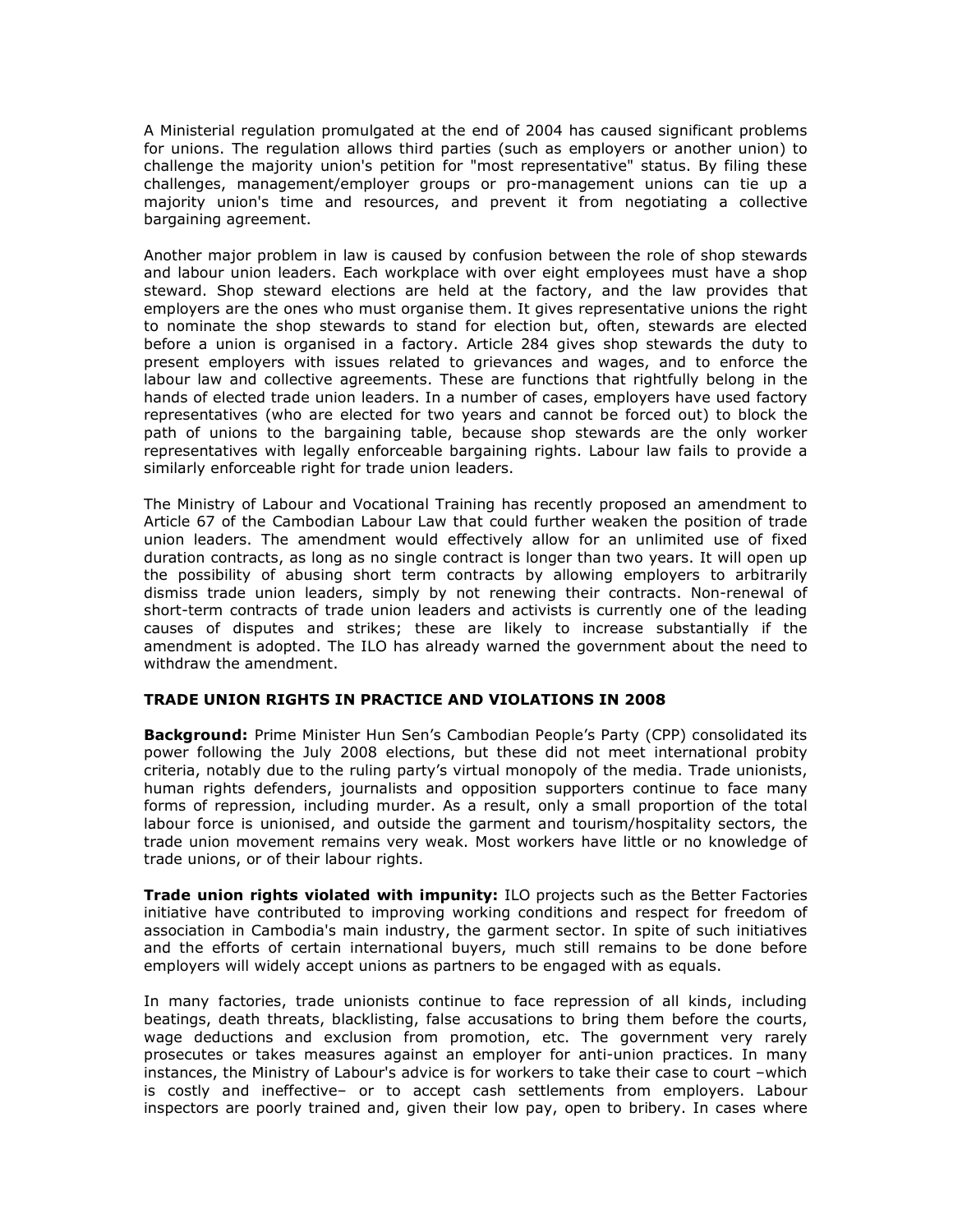A Ministerial regulation promulgated at the end of 2004 has caused significant problems for unions. The regulation allows third parties (such as employers or another union) to challenge the majority union's petition for "most representative" status. By filing these challenges, management/employer groups or pro-management unions can tie up a majority union's time and resources, and prevent it from negotiating a collective bargaining agreement.

Another major problem in law is caused by confusion between the role of shop stewards and labour union leaders. Each workplace with over eight employees must have a shop steward. Shop steward elections are held at the factory, and the law provides that employers are the ones who must organise them. It gives representative unions the right to nominate the shop stewards to stand for election but, often, stewards are elected before a union is organised in a factory. Article 284 gives shop stewards the duty to present employers with issues related to grievances and wages, and to enforce the labour law and collective agreements. These are functions that rightfully belong in the hands of elected trade union leaders. In a number of cases, employers have used factory representatives (who are elected for two years and cannot be forced out) to block the path of unions to the bargaining table, because shop stewards are the only worker representatives with legally enforceable bargaining rights. Labour law fails to provide a similarly enforceable right for trade union leaders.

The Ministry of Labour and Vocational Training has recently proposed an amendment to Article 67 of the Cambodian Labour Law that could further weaken the position of trade union leaders. The amendment would effectively allow for an unlimited use of fixed duration contracts, as long as no single contract is longer than two years. It will open up the possibility of abusing short term contracts by allowing employers to arbitrarily dismiss trade union leaders, simply by not renewing their contracts. Non-renewal of short-term contracts of trade union leaders and activists is currently one of the leading causes of disputes and strikes; these are likely to increase substantially if the amendment is adopted. The ILO has already warned the government about the need to withdraw the amendment.

## TRADE UNION RIGHTS IN PRACTICE AND VIOLATIONS IN 2008

**Background:** Prime Minister Hun Sen's Cambodian People's Party (CPP) consolidated its power following the July 2008 elections, but these did not meet international probity criteria, notably due to the ruling party's virtual monopoly of the media. Trade unionists, human rights defenders, journalists and opposition supporters continue to face many forms of repression, including murder. As a result, only a small proportion of the total labour force is unionised, and outside the garment and tourism/hospitality sectors, the trade union movement remains very weak. Most workers have little or no knowledge of trade unions, or of their labour rights.

**Trade union rights violated with impunity:** ILO projects such as the Better Factories initiative have contributed to improving working conditions and respect for freedom of association in Cambodia's main industry, the garment sector. In spite of such initiatives and the efforts of certain international buyers, much still remains to be done before employers will widely accept unions as partners to be engaged with as equals.

In many factories, trade unionists continue to face repression of all kinds, including beatings, death threats, blacklisting, false accusations to bring them before the courts, wage deductions and exclusion from promotion, etc. The government very rarely prosecutes or takes measures against an employer for anti-union practices. In many instances, the Ministry of Labour's advice is for workers to take their case to court –which is costly and ineffective– or to accept cash settlements from employers. Labour inspectors are poorly trained and, given their low pay, open to bribery. In cases where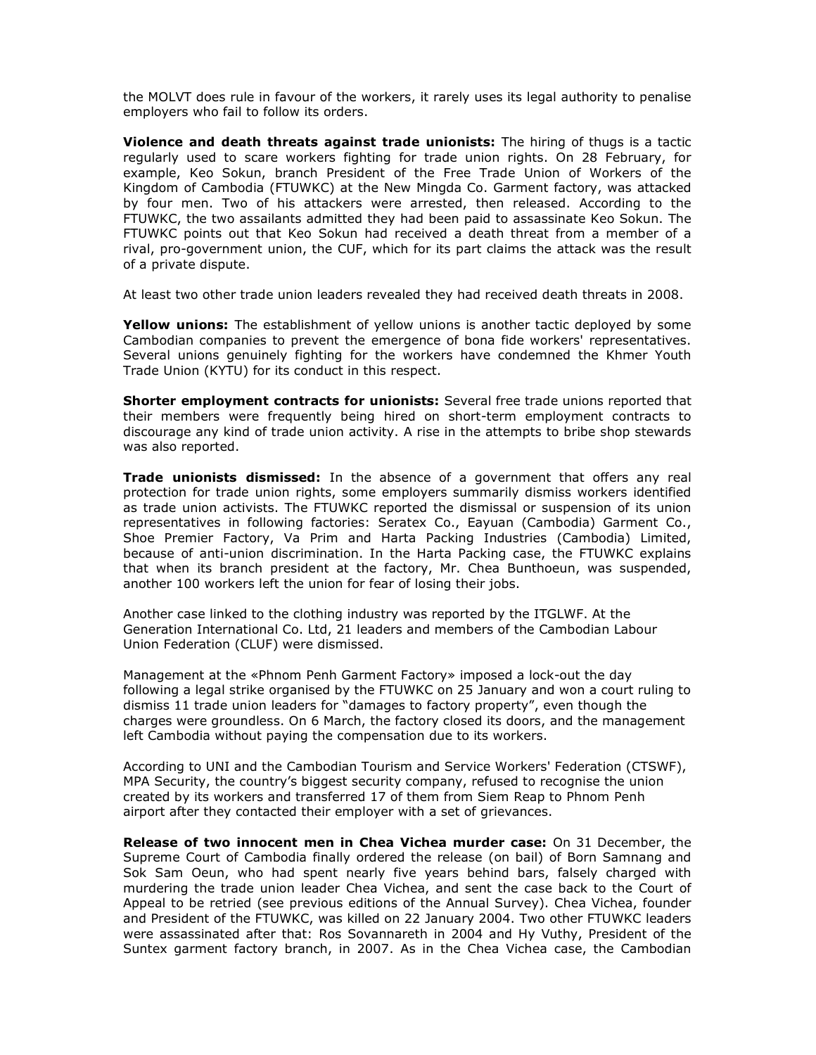the MOLVT does rule in favour of the workers, it rarely uses its legal authority to penalise employers who fail to follow its orders.

**Violence and death threats against trade unionists:** The hiring of thugs is a tactic regularly used to scare workers fighting for trade union rights. On 28 February, for example, Keo Sokun, branch President of the Free Trade Union of Workers of the Kingdom of Cambodia (FTUWKC) at the New Mingda Co. Garment factory, was attacked by four men. Two of his attackers were arrested, then released. According to the FTUWKC, the two assailants admitted they had been paid to assassinate Keo Sokun. The FTUWKC points out that Keo Sokun had received a death threat from a member of a rival, pro-government union, the CUF, which for its part claims the attack was the result of a private dispute.

At least two other trade union leaders revealed they had received death threats in 2008.

**Yellow unions:** The establishment of yellow unions is another tactic deployed by some Cambodian companies to prevent the emergence of bona fide workers' representatives. Several unions genuinely fighting for the workers have condemned the Khmer Youth Trade Union (KYTU) for its conduct in this respect.

**Shorter employment contracts for unionists:** Several free trade unions reported that their members were frequently being hired on short-term employment contracts to discourage any kind of trade union activity. A rise in the attempts to bribe shop stewards was also reported.

**Trade unionists dismissed:** In the absence of a government that offers any real protection for trade union rights, some employers summarily dismiss workers identified as trade union activists. The FTUWKC reported the dismissal or suspension of its union representatives in following factories: Seratex Co., Eayuan (Cambodia) Garment Co., Shoe Premier Factory, Va Prim and Harta Packing Industries (Cambodia) Limited, because of anti-union discrimination. In the Harta Packing case, the FTUWKC explains that when its branch president at the factory, Mr. Chea Bunthoeun, was suspended, another 100 workers left the union for fear of losing their jobs.

Another case linked to the clothing industry was reported by the ITGLWF. At the Generation International Co. Ltd, 21 leaders and members of the Cambodian Labour Union Federation (CLUF) were dismissed.

Management at the «Phnom Penh Garment Factory» imposed a lock-out the day following a legal strike organised by the FTUWKC on 25 January and won a court ruling to dismiss 11 trade union leaders for "damages to factory property", even though the charges were groundless. On 6 March, the factory closed its doors, and the management left Cambodia without paying the compensation due to its workers.

According to UNI and the Cambodian Tourism and Service Workers' Federation (CTSWF), MPA Security, the country's biggest security company, refused to recognise the union created by its workers and transferred 17 of them from Siem Reap to Phnom Penh airport after they contacted their employer with a set of grievances.

**Release of two innocent men in Chea Vichea murder case:** On 31 December, the Supreme Court of Cambodia finally ordered the release (on bail) of Born Samnang and Sok Sam Oeun, who had spent nearly five years behind bars, falsely charged with murdering the trade union leader Chea Vichea, and sent the case back to the Court of Appeal to be retried (see previous editions of the Annual Survey). Chea Vichea, founder and President of the FTUWKC, was killed on 22 January 2004. Two other FTUWKC leaders were assassinated after that: Ros Sovannareth in 2004 and Hy Vuthy, President of the Suntex garment factory branch, in 2007. As in the Chea Vichea case, the Cambodian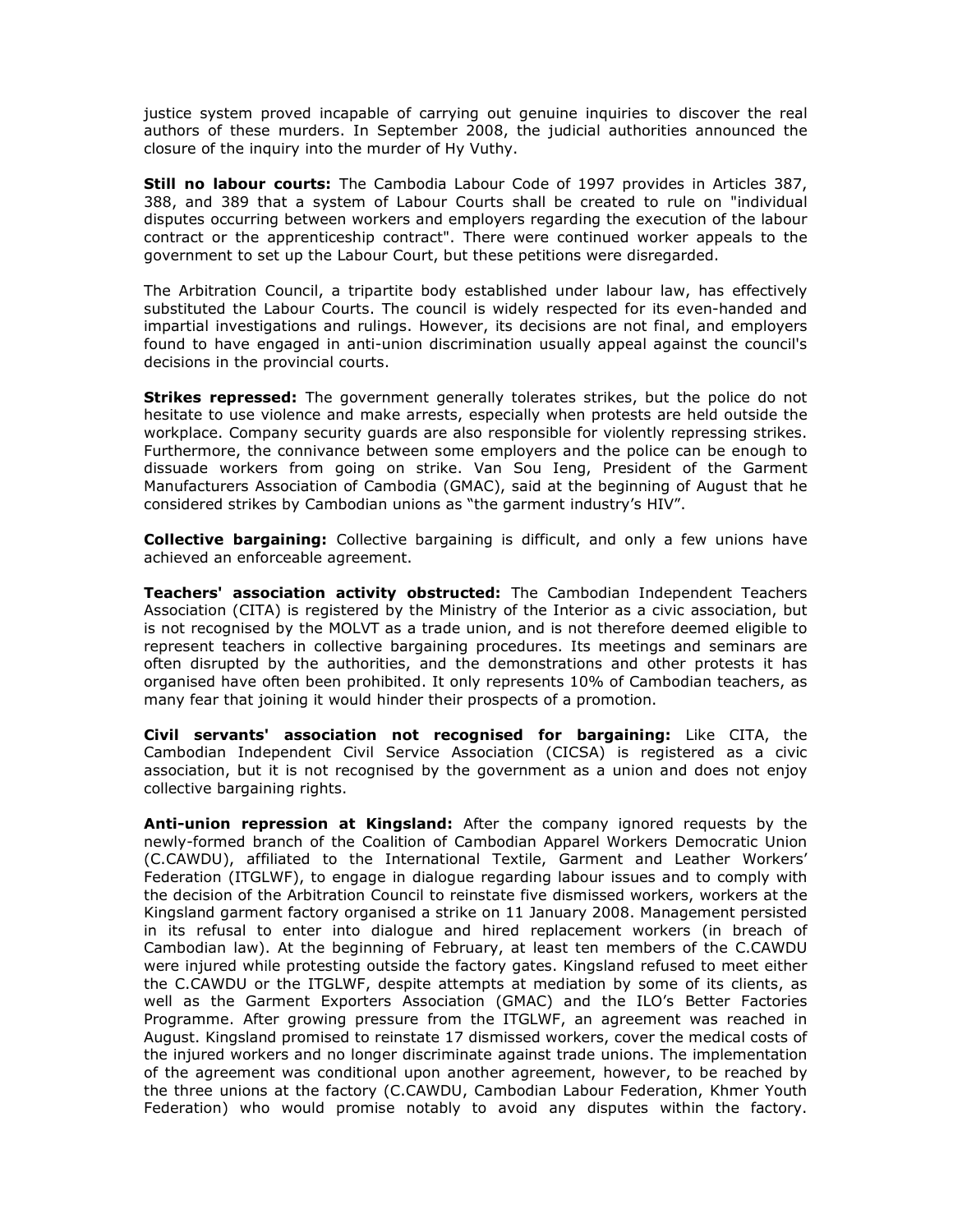justice system proved incapable of carrying out genuine inquiries to discover the real authors of these murders. In September 2008, the judicial authorities announced the closure of the inquiry into the murder of Hy Vuthy.

**Still no labour courts:** The Cambodia Labour Code of 1997 provides in Articles 387, 388, and 389 that a system of Labour Courts shall be created to rule on "individual disputes occurring between workers and employers regarding the execution of the labour contract or the apprenticeship contract". There were continued worker appeals to the government to set up the Labour Court, but these petitions were disregarded.

The Arbitration Council, a tripartite body established under labour law, has effectively substituted the Labour Courts. The council is widely respected for its even-handed and impartial investigations and rulings. However, its decisions are not final, and employers found to have engaged in anti-union discrimination usually appeal against the council's decisions in the provincial courts.

**Strikes repressed:** The government generally tolerates strikes, but the police do not hesitate to use violence and make arrests, especially when protests are held outside the workplace. Company security guards are also responsible for violently repressing strikes. Furthermore, the connivance between some employers and the police can be enough to dissuade workers from going on strike. Van Sou Ieng, President of the Garment Manufacturers Association of Cambodia (GMAC), said at the beginning of August that he considered strikes by Cambodian unions as "the garment industry's HIV".

**Collective bargaining:** Collective bargaining is difficult, and only a few unions have achieved an enforceable agreement.

**Teachers' association activity obstructed:** The Cambodian Independent Teachers Association (CITA) is registered by the Ministry of the Interior as a civic association, but is not recognised by the MOLVT as a trade union, and is not therefore deemed eligible to represent teachers in collective bargaining procedures. Its meetings and seminars are often disrupted by the authorities, and the demonstrations and other protests it has organised have often been prohibited. It only represents 10% of Cambodian teachers, as many fear that joining it would hinder their prospects of a promotion.

**Civil servants' association not recognised for bargaining:** Like CITA, the Cambodian Independent Civil Service Association (CICSA) is registered as a civic association, but it is not recognised by the government as a union and does not enjoy collective bargaining rights.

**Anti-union repression at Kingsland:** After the company ignored requests by the newly-formed branch of the Coalition of Cambodian Apparel Workers Democratic Union (C.CAWDU), affiliated to the International Textile, Garment and Leather Workers' Federation (ITGLWF), to engage in dialogue regarding labour issues and to comply with the decision of the Arbitration Council to reinstate five dismissed workers, workers at the Kingsland garment factory organised a strike on 11 January 2008. Management persisted in its refusal to enter into dialogue and hired replacement workers (in breach of Cambodian law). At the beginning of February, at least ten members of the C.CAWDU were injured while protesting outside the factory gates. Kingsland refused to meet either the C.CAWDU or the ITGLWF, despite attempts at mediation by some of its clients, as well as the Garment Exporters Association (GMAC) and the ILO's Better Factories Programme. After growing pressure from the ITGLWF, an agreement was reached in August. Kingsland promised to reinstate 17 dismissed workers, cover the medical costs of the injured workers and no longer discriminate against trade unions. The implementation of the agreement was conditional upon another agreement, however, to be reached by the three unions at the factory (C.CAWDU, Cambodian Labour Federation, Khmer Youth Federation) who would promise notably to avoid any disputes within the factory.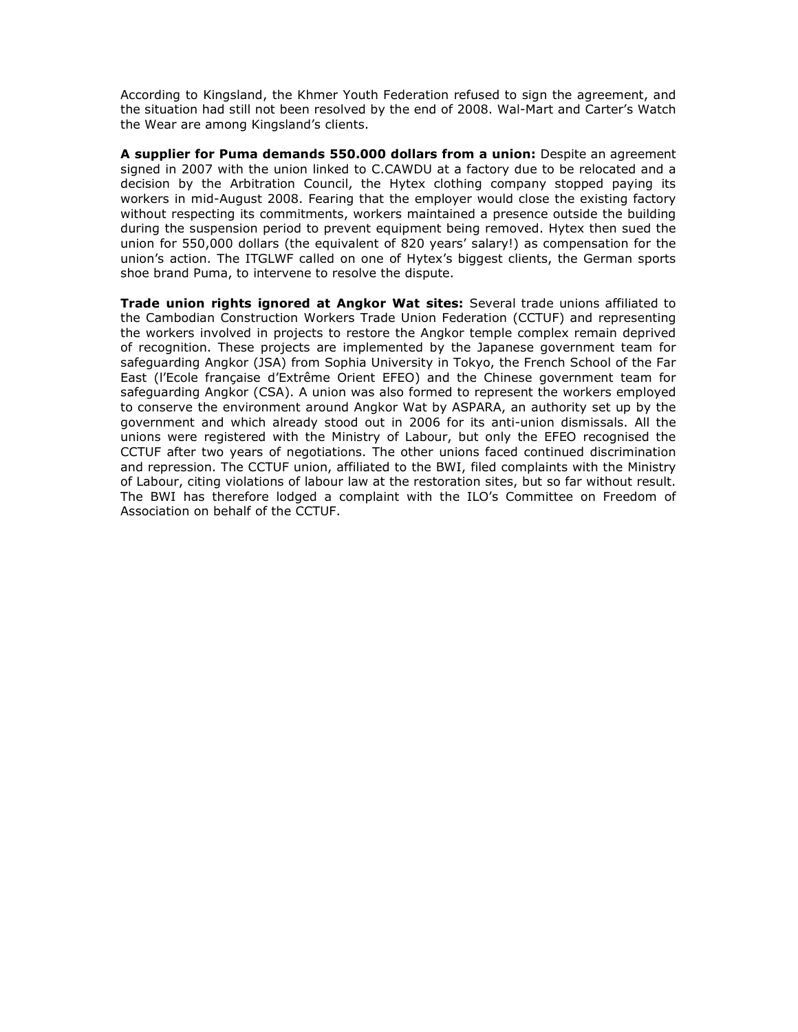According to Kingsland, the Khmer Youth Federation refused to sign the agreement, and the situation had still not been resolved by the end of 2008. Wal-Mart and Carter's Watch the Wear are among Kingsland's clients.

**A supplier for Puma demands 550.000 dollars from a union:** Despite an agreement signed in 2007 with the union linked to C.CAWDU at a factory due to be relocated and a decision by the Arbitration Council, the Hytex clothing company stopped paying its workers in mid-August 2008. Fearing that the employer would close the existing factory without respecting its commitments, workers maintained a presence outside the building during the suspension period to prevent equipment being removed. Hytex then sued the union for 550,000 dollars (the equivalent of 820 years' salary!) as compensation for the union's action. The ITGLWF called on one of Hytex's biggest clients, the German sports shoe brand Puma, to intervene to resolve the dispute.

**Trade union rights ignored at Angkor Wat sites:** Several trade unions affiliated to the Cambodian Construction Workers Trade Union Federation (CCTUF) and representing the workers involved in projects to restore the Angkor temple complex remain deprived of recognition. These projects are implemented by the Japanese government team for safeguarding Angkor (JSA) from Sophia University in Tokyo, the French School of the Far East (l'Ecole française d'Extrême Orient EFEO) and the Chinese government team for safeguarding Angkor (CSA). A union was also formed to represent the workers employed to conserve the environment around Angkor Wat by ASPARA, an authority set up by the government and which already stood out in 2006 for its anti-union dismissals. All the unions were registered with the Ministry of Labour, but only the EFEO recognised the CCTUF after two years of negotiations. The other unions faced continued discrimination and repression. The CCTUF union, affiliated to the BWI, filed complaints with the Ministry of Labour, citing violations of labour law at the restoration sites, but so far without result. The BWI has therefore lodged a complaint with the ILO's Committee on Freedom of Association on behalf of the CCTUF.